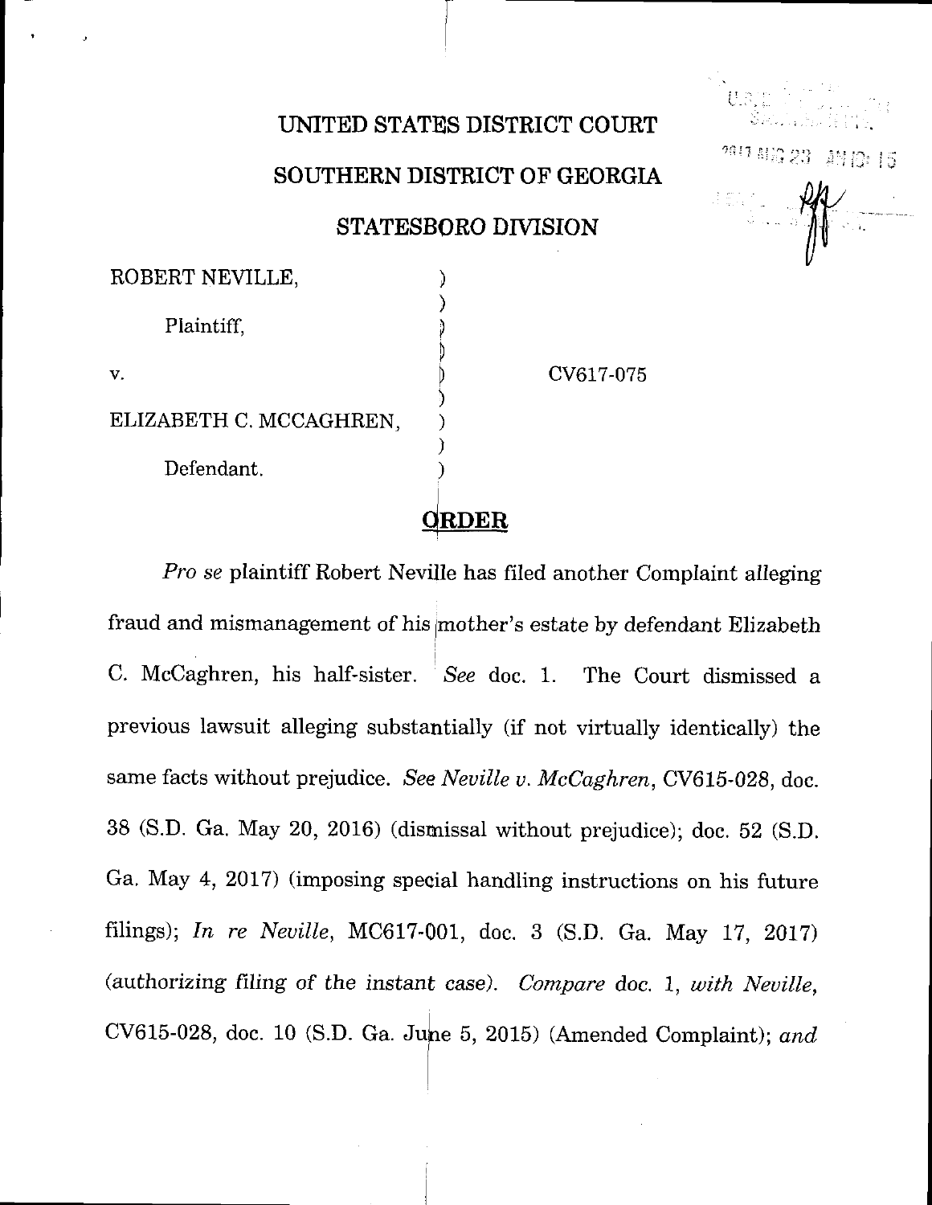# UNITED STATES DISTRICT COURT

# SOUTHERN DISTRICT OF GEORGIA

# STATESBORO DIVISION

ROBERT NEVILLE,

Plaintiff,

v.

CV617-075

ELIZABETH C. MCCAGHREN,

Defendant.

## ORDER

*Pro se* plaintiff Robert Neville has filed another Complaint alleging fraud and mismanagement of his mother's estate by defendant Elizabeth C. McCaghren, his half-sister. *See* doc. 1. The Court dismissed a previous lawsuit alleging substantially (if not virtually identically) the same facts without prejudice. *See Neville v. McCaghren*, CV615-028, doc. 38 (S.D. Ga. May 20, 2016) (dismissal without prejudice); doc. 52 (S.D. Ga. May 4, 2017) (imposing special handling instructions on his future filings); *In re Neville*, MC617-001, doc. 3 (S.D. Ga. May 17, 2017) (authorizing filing of the instant case). *Compare* doc. 1, *with Neville*, CV615-028, doc. 10 (S.D. Ga. June 5, 2015) (Amended Complaint); *and*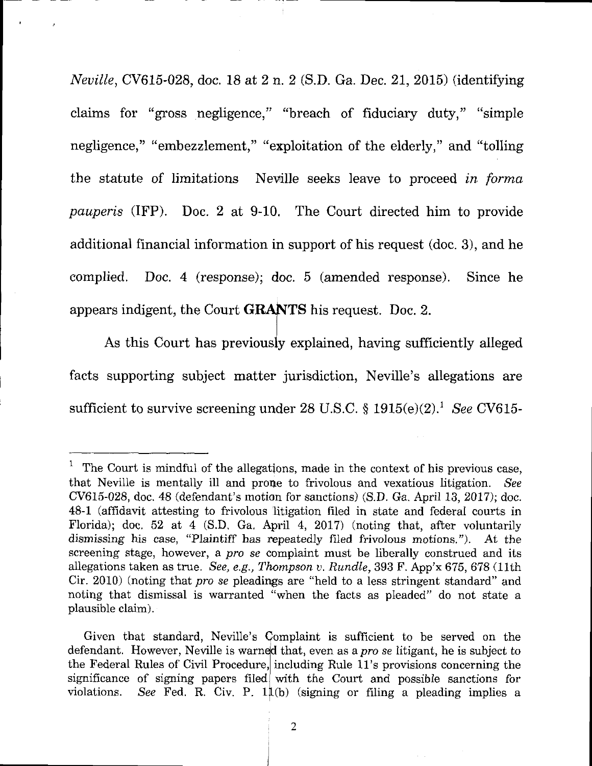*Neville*, CV615-028, doc. 18 at 2 n. 2 (S.D. Ga. Dec. 21, 2015) (identifying claims for "gross negligence," "breach of fiduciary duty," "simple negligence," "embezzlement," "exploitation of the elderly," and "tolling the statute of limitations Neville seeks leave to proceed *in forma pauperis* (IFP). Doc. 2 at 9-10. The Court directed him to provide additional financial information in support of his request (doc. 3), and he complied. Doc. 4 (response); doc. 5 (amended response). Since he appears indigent, the Court **GRANTS** his request. Doc. 2.

As this Court has previously explained, having sufficiently alleged facts supporting subject matter jurisdiction, Neville's allegations are sufficient to survive screening under 28 U.S.C. § 1915(e)(2).[1] *See* CV615-

---

[1] The Court is mindful of the allegations, made in the context of his previous case, that Neville is mentally ill and prone to frivolous and vexatious litigation. *See* CV615-028, doc. 48 (defendant's motion for sanctions) (S.D. Ga. April 13, 2017); doc. 48-1 (affidavit attesting to frivolous litigation filed in state and federal courts in Florida); doc. 52 at 4 (S.D. Ga. April 4, 2017) (noting that, after voluntarily dismissing his case, "Plaintiff has repeatedly filed frivolous motions."). At the screening stage, however, a *pro se* complaint must be liberally construed and its allegations taken as true. *See, e.g., Thompson v. Rundle*, 393 F. App'x 675, 678 (11th Cir. 2010) (noting that *pro se* pleadings are "held to a less stringent standard" and noting that dismissal is warranted "when the facts as pleaded" do not state a plausible claim).

Given that standard, Neville's Complaint is sufficient to be served on the defendant. However, Neville is warned that, even as a *pro se* litigant, he is subject to the Federal Rules of Civil Procedure, including Rule 11's provisions concerning the significance of signing papers filed with the Court and possible sanctions for violations. *See* Fed. R. Civ. P. 11(b) (signing or filing a pleading implies a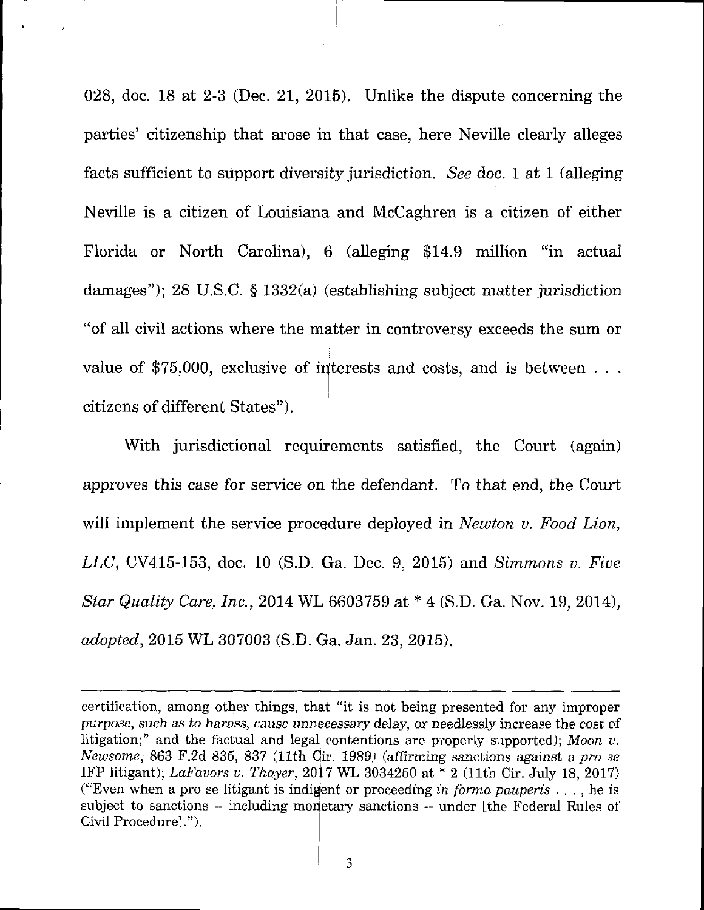028, doc. 18 at 2-3 (Dec. 21, 2015). Unlike the dispute concerning the parties' citizenship that arose in that case, here Neville clearly alleges facts sufficient to support diversity jurisdiction. *See* doc. 1 at 1 (alleging Neville is a citizen of Louisiana and McCaghren is a citizen of either Florida or North Carolina), 6 (alleging $14.9 million "in actual damages"); 28 U.S.C. § 1332(a) (establishing subject matter jurisdiction "of all civil actions where the matter in controversy exceeds the sum or value of $75,000, exclusive of interests and costs, and is between . . . citizens of different States").

With jurisdictional requirements satisfied, the Court (again) approves this case for service on the defendant. To that end, the Court will implement the service procedure deployed in *Newton v. Food Lion, LLC*, CV415-153, doc. 10 (S.D. Ga. Dec. 9, 2015) and *Simmons v. Five Star Quality Care, Inc.*, 2014 WL 6603759 at * 4 (S.D. Ga. Nov. 19, 2014), *adopted*, 2015 WL 307003 (S.D. Ga. Jan. 23, 2015).

---

certification, among other things, that "it is not being presented for any improper purpose, such as to harass, cause unnecessary delay, or needlessly increase the cost of litigation;" and the factual and legal contentions are properly supported); *Moon v. Newsome*, 863 F.2d 835, 837 (11th Cir. 1989) (affirming sanctions against a *pro se* IFP litigant); *LaFavors v. Thayer*, 2017 WL 3034250 at * 2 (11th Cir. July 18, 2017) ("Even when a pro se litigant is indigent or proceeding *in forma pauperis* . . . , he is subject to sanctions -- including monetary sanctions -- under [the Federal Rules of Civil Procedure].").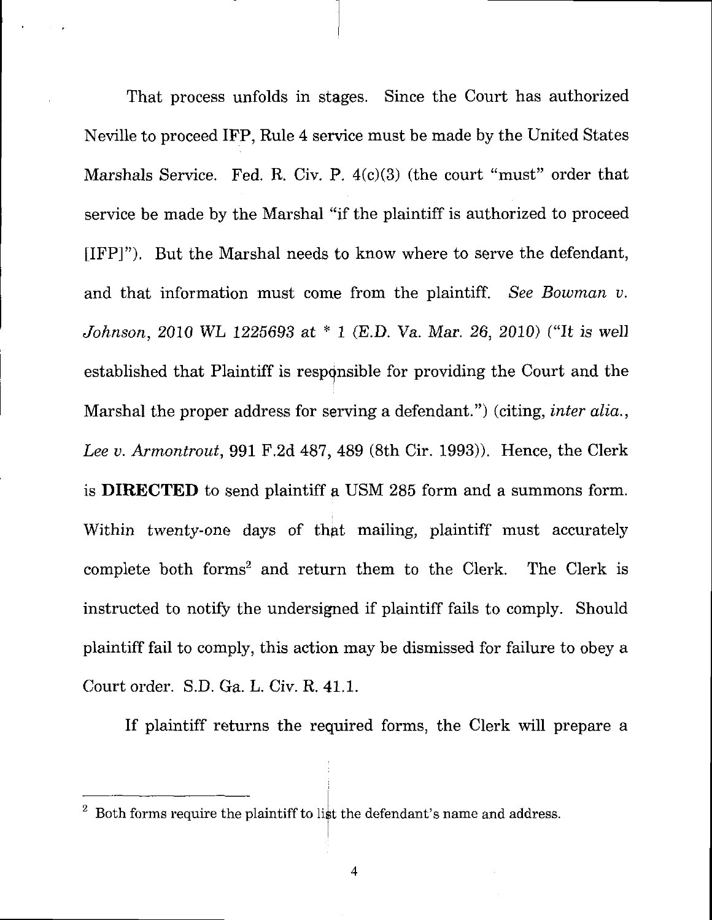That process unfolds in stages. Since the Court has authorized Neville to proceed IFP, Rule 4 service must be made by the United States Marshals Service. Fed. R. Civ. P. 4(c)(3) (the court "must" order that service be made by the Marshal "if the plaintiff is authorized to proceed [IFP]"). But the Marshal needs to know where to serve the defendant, and that information must come from the plaintiff. *See Bowman v. Johnson*, 2010 WL 1225693 at * 1 (E.D. Va. Mar. 26, 2010) ("It is well established that Plaintiff is responsible for providing the Court and the Marshal the proper address for serving a defendant.") (citing, *inter alia.*, *Lee v. Armontrout*, 991 F.2d 487, 489 (8th Cir. 1993)). Hence, the Clerk is **DIRECTED** to send plaintiff a USM 285 form and a summons form. Within twenty-one days of that mailing, plaintiff must accurately complete both forms[2] and return them to the Clerk. The Clerk is instructed to notify the undersigned if plaintiff fails to comply. Should plaintiff fail to comply, this action may be dismissed for failure to obey a Court order. S.D. Ga. L. Civ. R. 41.1.

If plaintiff returns the required forms, the Clerk will prepare a

---

[2] Both forms require the plaintiff to list the defendant's name and address.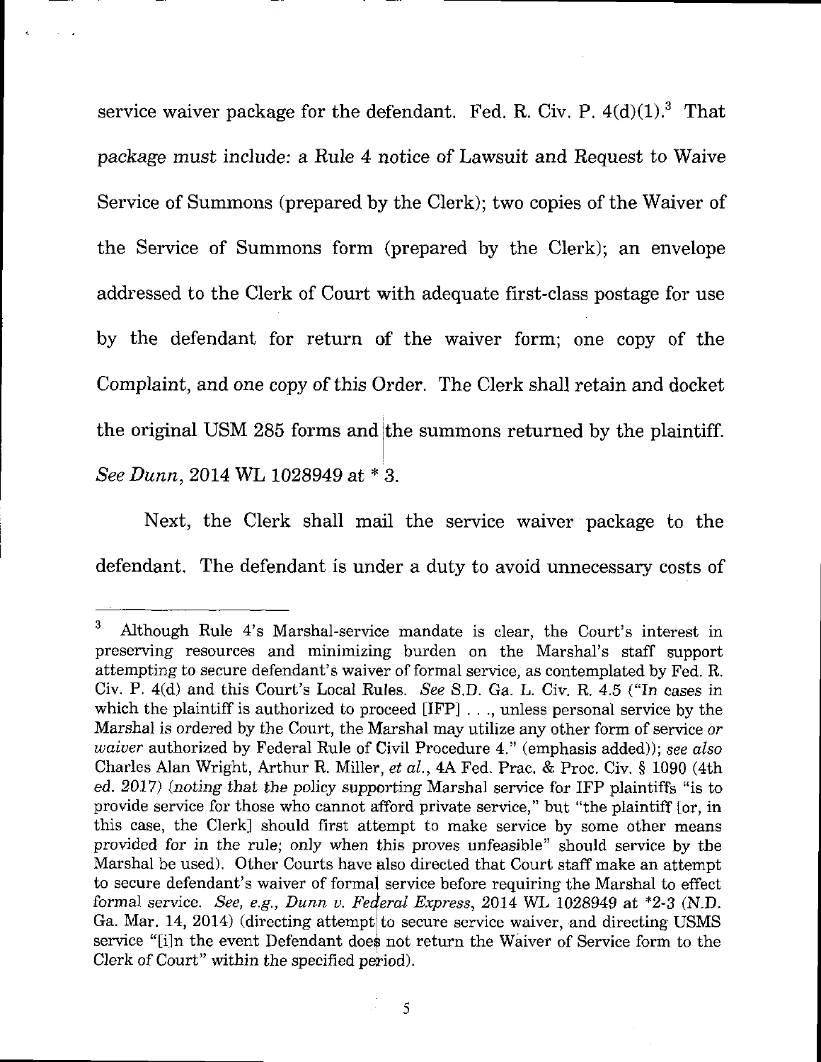service waiver package for the defendant. Fed. R. Civ. P. 4(d)(1).[3] That package must include: a Rule 4 notice of Lawsuit and Request to Waive Service of Summons (prepared by the Clerk); two copies of the Waiver of the Service of Summons form (prepared by the Clerk); an envelope addressed to the Clerk of Court with adequate first-class postage for use by the defendant for return of the waiver form; one copy of the Complaint, and one copy of this Order. The Clerk shall retain and docket the original USM 285 forms and the summons returned by the plaintiff. *See Dunn*, 2014 WL 1028949 at * 3.

Next, the Clerk shall mail the service waiver package to the defendant. The defendant is under a duty to avoid unnecessary costs of

---

[3] Although Rule 4's Marshal-service mandate is clear, the Court's interest in preserving resources and minimizing burden on the Marshal's staff support attempting to secure defendant's waiver of formal service, as contemplated by Fed. R. Civ. P. 4(d) and this Court's Local Rules. *See* S.D. Ga. L. Civ. R. 4.5 ("In cases in which the plaintiff is authorized to proceed [IFP] . . ., unless personal service by the Marshal is ordered by the Court, the Marshal may utilize any other form of service *or waiver* authorized by Federal Rule of Civil Procedure 4." (emphasis added)); *see also* Charles Alan Wright, Arthur R. Miller, *et al.*, 4A Fed. Prac. & Proc. Civ. § 1090 (4th ed. 2017) (noting that the policy supporting Marshal service for IFP plaintiffs "is to provide service for those who cannot afford private service," but "the plaintiff [or, in this case, the Clerk] should first attempt to make service by some other means provided for in the rule; only when this proves unfeasible" should service by the Marshal be used). Other Courts have also directed that Court staff make an attempt to secure defendant's waiver of formal service before requiring the Marshal to effect formal service. *See, e.g., Dunn v. Federal Express*, 2014 WL 1028949 at *2-3 (N.D. Ga. Mar. 14, 2014) (directing attempt to secure service waiver, and directing USMS service "[i]n the event Defendant does not return the Waiver of Service form to the Clerk of Court" within the specified period).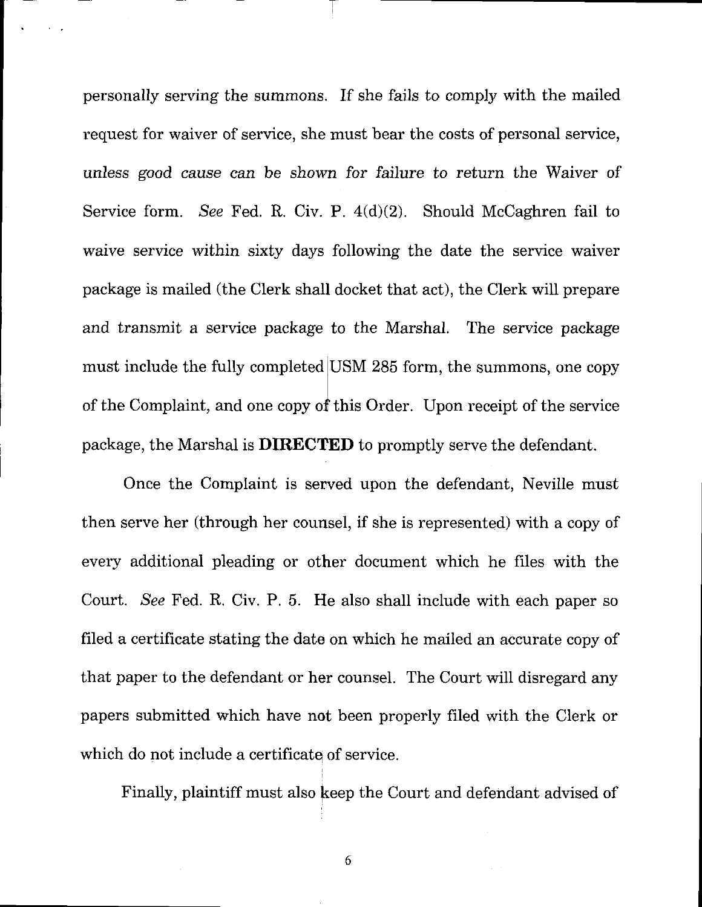personally serving the summons. If she fails to comply with the mailed request for waiver of service, she must bear the costs of personal service, *unless good cause can be shown for failure to return the Waiver of Service form.* *See* Fed. R. Civ. P. 4(d)(2). Should McCaghren fail to waive service within sixty days following the date the service waiver package is mailed (the Clerk shall docket that act), the Clerk will prepare and transmit a service package to the Marshal. The service package must include the fully completed USM 285 form, the summons, one copy of the Complaint, and one copy of this Order. Upon receipt of the service package, the Marshal is **DIRECTED** to promptly serve the defendant.

Once the Complaint is served upon the defendant, Neville must then serve her (through her counsel, if she is represented) with a copy of every additional pleading or other document which he files with the Court. *See* Fed. R. Civ. P. 5. He also shall include with each paper so filed a certificate stating the date on which he mailed an accurate copy of that paper to the defendant or her counsel. The Court will disregard any papers submitted which have not been properly filed with the Clerk or which do not include a certificate of service.

Finally, plaintiff must also keep the Court and defendant advised of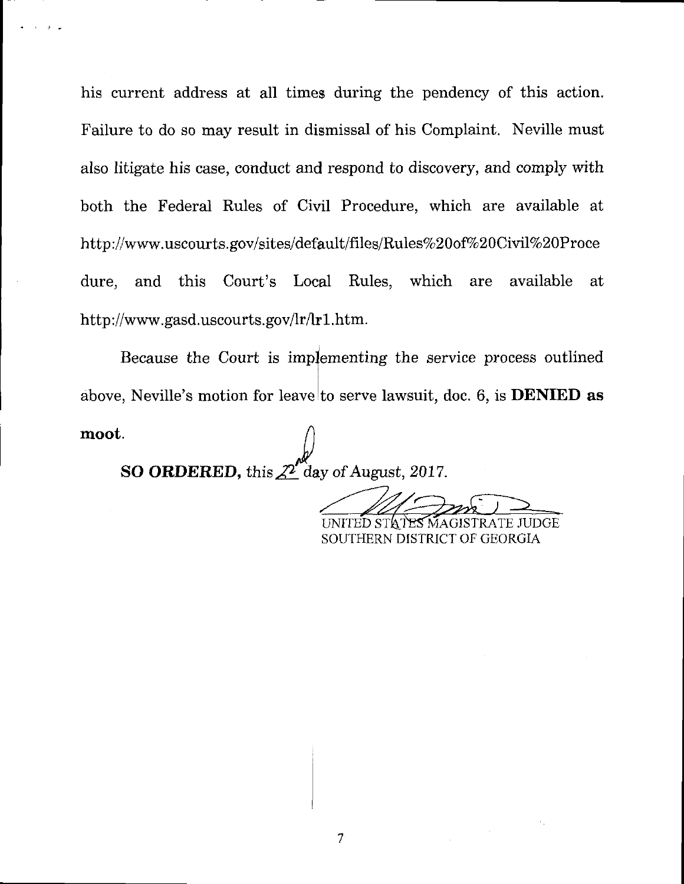his current address at all times during the pendency of this action. Failure to do so may result in dismissal of his Complaint. Neville must also litigate his case, conduct and respond to discovery, and comply with both the Federal Rules of Civil Procedure, which are available at http://www.uscourts.gov/sites/default/files/Rules%20of%20Civil%20Procedure, and this Court's Local Rules, which are available at http://www.gasd.uscourts.gov/lr/lr1.htm.

Because the Court is implementing the service process outlined above, Neville's motion for leave to serve lawsuit, doc. 6, is **DENIED as moot**.

**SO ORDERED,** this 22nd day of August, 2017.

UNITED STATES MAGISTRATE JUDGE
SOUTHERN DISTRICT OF GEORGIA